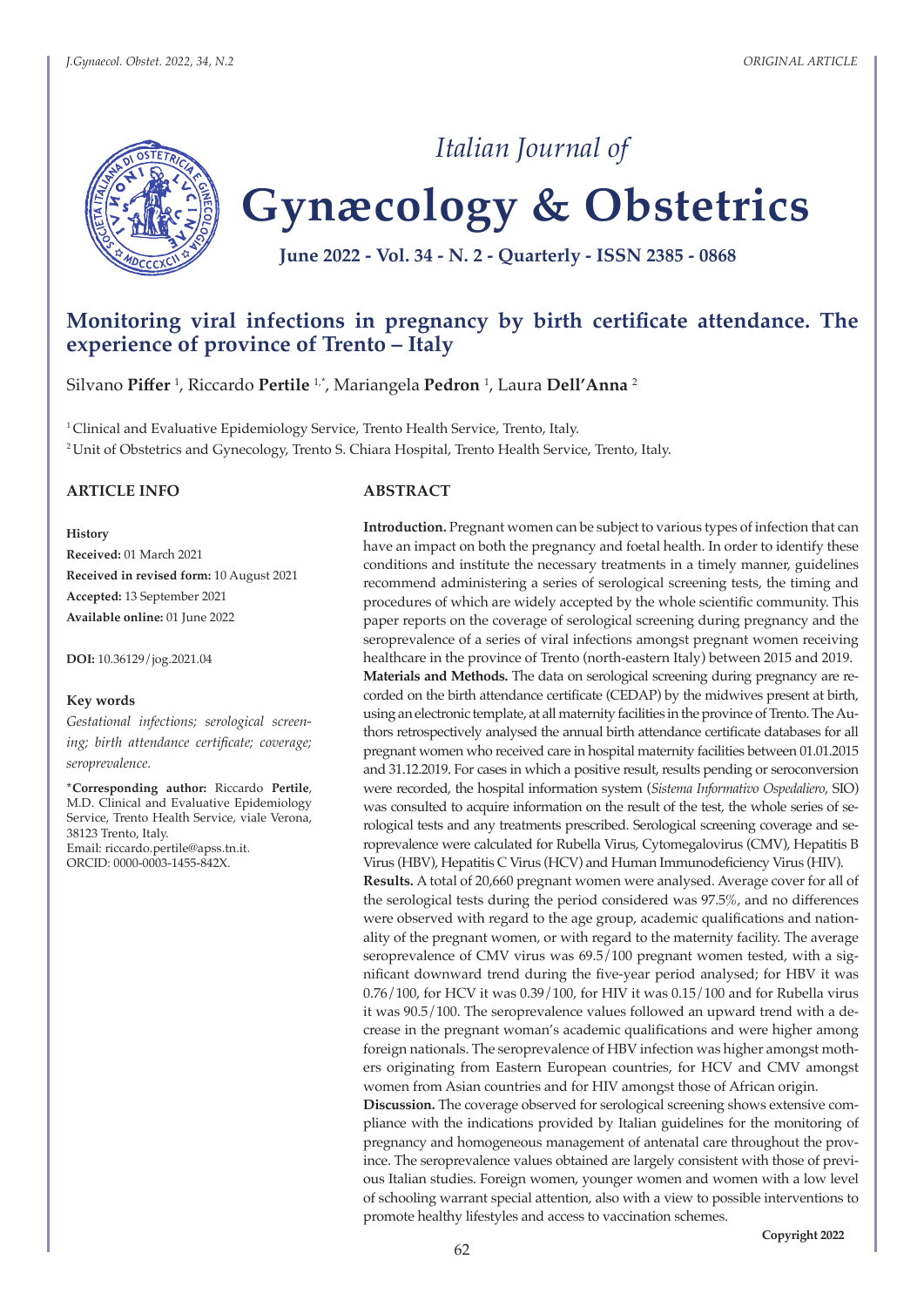# Monitoring viral infections in pregnancy by birth certificate attendance. The experience of province of Trento – Italy

Silvano **Piffer** [1], Riccardo **Pertile** [1,*], Mariangela **Pedron** [1], Laura **Dell'Anna** [2]

[1] Clinical and Evaluative Epidemiology Service, Trento Health Service, Trento, Italy.
[2] Unit of Obstetrics and Gynecology, Trento S. Chiara Hospital, Trento Health Service, Trento, Italy.

## ARTICLE INFO

**History**

**Received:** 01 March 2021

**Received in revised form:** 10 August 2021

**Accepted:** 13 September 2021

**Available online:** 01 June 2022

**DOI:** 10.36129/jog.2021.04

**Key words**

*Gestational infections; serological screening; birth attendance certificate; coverage; seroprevalence.*

***Corresponding author:** Riccardo **Pertile**, M.D. Clinical and Evaluative Epidemiology Service, Trento Health Service, viale Verona, 38123 Trento, Italy.
Email: riccardo.pertile@apss.tn.it.
ORCID: 0000-0003-1455-842X.

## ABSTRACT

**Introduction.** Pregnant women can be subject to various types of infection that can have an impact on both the pregnancy and foetal health. In order to identify these conditions and institute the necessary treatments in a timely manner, guidelines recommend administering a series of serological screening tests, the timing and procedures of which are widely accepted by the whole scientific community. This paper reports on the coverage of serological screening during pregnancy and the seroprevalence of a series of viral infections amongst pregnant women receiving healthcare in the province of Trento (north-eastern Italy) between 2015 and 2019.

**Materials and Methods.** The data on serological screening during pregnancy are recorded on the birth attendance certificate (CEDAP) by the midwives present at birth, using an electronic template, at all maternity facilities in the province of Trento. The Authors retrospectively analysed the annual birth attendance certificate databases for all pregnant women who received care in hospital maternity facilities between 01.01.2015 and 31.12.2019. For cases in which a positive result, results pending or seroconversion were recorded, the hospital information system (*Sistema Informativo Ospedaliero*, SIO) was consulted to acquire information on the result of the test, the whole series of serological tests and any treatments prescribed. Serological screening coverage and seroprevalence were calculated for Rubella Virus, Cytomegalovirus (CMV), Hepatitis B Virus (HBV), Hepatitis C Virus (HCV) and Human Immunodeficiency Virus (HIV).

**Results.** A total of 20,660 pregnant women were analysed. Average cover for all of the serological tests during the period considered was 97.5%, and no differences were observed with regard to the age group, academic qualifications and nationality of the pregnant women, or with regard to the maternity facility. The average seroprevalence of CMV virus was 69.5/100 pregnant women tested, with a significant downward trend during the five-year period analysed; for HBV it was 0.76/100, for HCV it was 0.39/100, for HIV it was 0.15/100 and for Rubella virus it was 90.5/100. The seroprevalence values followed an upward trend with a decrease in the pregnant woman's academic qualifications and were higher among foreign nationals. The seroprevalence of HBV infection was higher amongst mothers originating from Eastern European countries, for HCV and CMV amongst women from Asian countries and for HIV amongst those of African origin.

**Discussion.** The coverage observed for serological screening shows extensive compliance with the indications provided by Italian guidelines for the monitoring of pregnancy and homogeneous management of antenatal care throughout the province. The seroprevalence values obtained are largely consistent with those of previous Italian studies. Foreign women, younger women and women with a low level of schooling warrant special attention, also with a view to possible interventions to promote healthy lifestyles and access to vaccination schemes.

Copyright 2022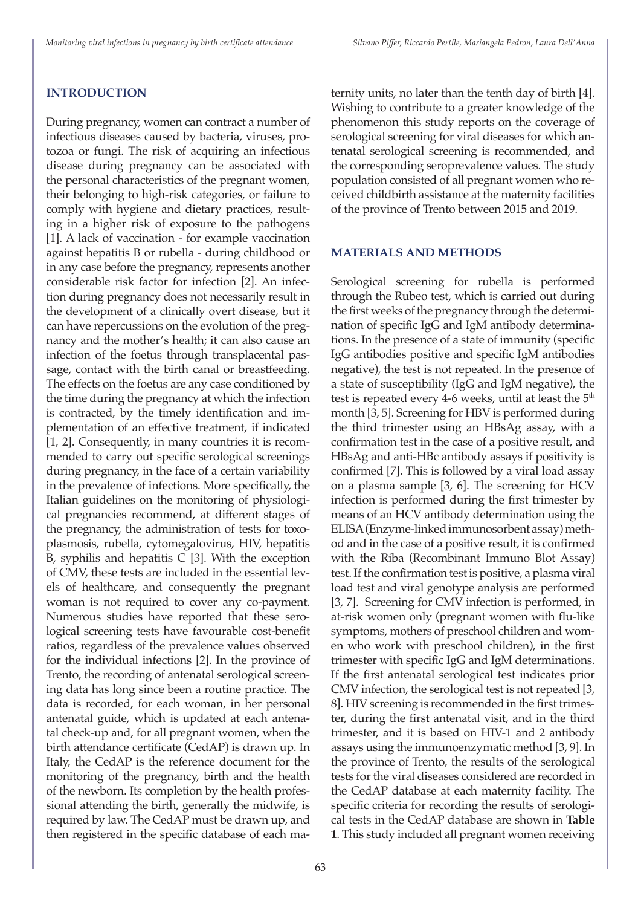## INTRODUCTION

During pregnancy, women can contract a number of infectious diseases caused by bacteria, viruses, protozoa or fungi. The risk of acquiring an infectious disease during pregnancy can be associated with the personal characteristics of the pregnant women, their belonging to high-risk categories, or failure to comply with hygiene and dietary practices, resulting in a higher risk of exposure to the pathogens [1]. A lack of vaccination - for example vaccination against hepatitis B or rubella - during childhood or in any case before the pregnancy, represents another considerable risk factor for infection [2]. An infection during pregnancy does not necessarily result in the development of a clinically overt disease, but it can have repercussions on the evolution of the pregnancy and the mother's health; it can also cause an infection of the foetus through transplacental passage, contact with the birth canal or breastfeeding. The effects on the foetus are any case conditioned by the time during the pregnancy at which the infection is contracted, by the timely identification and implementation of an effective treatment, if indicated [1, 2]. Consequently, in many countries it is recommended to carry out specific serological screenings during pregnancy, in the face of a certain variability in the prevalence of infections. More specifically, the Italian guidelines on the monitoring of physiological pregnancies recommend, at different stages of the pregnancy, the administration of tests for toxoplasmosis, rubella, cytomegalovirus, HIV, hepatitis B, syphilis and hepatitis C [3]. With the exception of CMV, these tests are included in the essential levels of healthcare, and consequently the pregnant woman is not required to cover any co-payment. Numerous studies have reported that these serological screening tests have favourable cost-benefit ratios, regardless of the prevalence values observed for the individual infections [2]. In the province of Trento, the recording of antenatal serological screening data has long since been a routine practice. The data is recorded, for each woman, in her personal antenatal guide, which is updated at each antenatal check-up and, for all pregnant women, when the birth attendance certificate (CedAP) is drawn up. In Italy, the CedAP is the reference document for the monitoring of the pregnancy, birth and the health of the newborn. Its completion by the health professional attending the birth, generally the midwife, is required by law. The CedAP must be drawn up, and then registered in the specific database of each maternity units, no later than the tenth day of birth [4]. Wishing to contribute to a greater knowledge of the phenomenon this study reports on the coverage of serological screening for viral diseases for which antenatal serological screening is recommended, and the corresponding seroprevalence values. The study population consisted of all pregnant women who received childbirth assistance at the maternity facilities of the province of Trento between 2015 and 2019.

## MATERIALS AND METHODS

Serological screening for rubella is performed through the Rubeo test, which is carried out during the first weeks of the pregnancy through the determination of specific IgG and IgM antibody determinations. In the presence of a state of immunity (specific IgG antibodies positive and specific IgM antibodies negative), the test is not repeated. In the presence of a state of susceptibility (IgG and IgM negative), the test is repeated every 4-6 weeks, until at least the 5th month [3, 5]. Screening for HBV is performed during the third trimester using an HBsAg assay, with a confirmation test in the case of a positive result, and HBsAg and anti-HBc antibody assays if positivity is confirmed [7]. This is followed by a viral load assay on a plasma sample [3, 6]. The screening for HCV infection is performed during the first trimester by means of an HCV antibody determination using the ELISA (Enzyme-linked immunosorbent assay) method and in the case of a positive result, it is confirmed with the Riba (Recombinant Immuno Blot Assay) test. If the confirmation test is positive, a plasma viral load test and viral genotype analysis are performed [3, 7]. Screening for CMV infection is performed, in at-risk women only (pregnant women with flu-like symptoms, mothers of preschool children and women who work with preschool children), in the first trimester with specific IgG and IgM determinations. If the first antenatal serological test indicates prior CMV infection, the serological test is not repeated [3, 8]. HIV screening is recommended in the first trimester, during the first antenatal visit, and in the third trimester, and it is based on HIV-1 and 2 antibody assays using the immunoenzymatic method [3, 9]. In the province of Trento, the results of the serological tests for the viral diseases considered are recorded in the CedAP database at each maternity facility. The specific criteria for recording the results of serological tests in the CedAP database are shown in **Table 1**. This study included all pregnant women receiving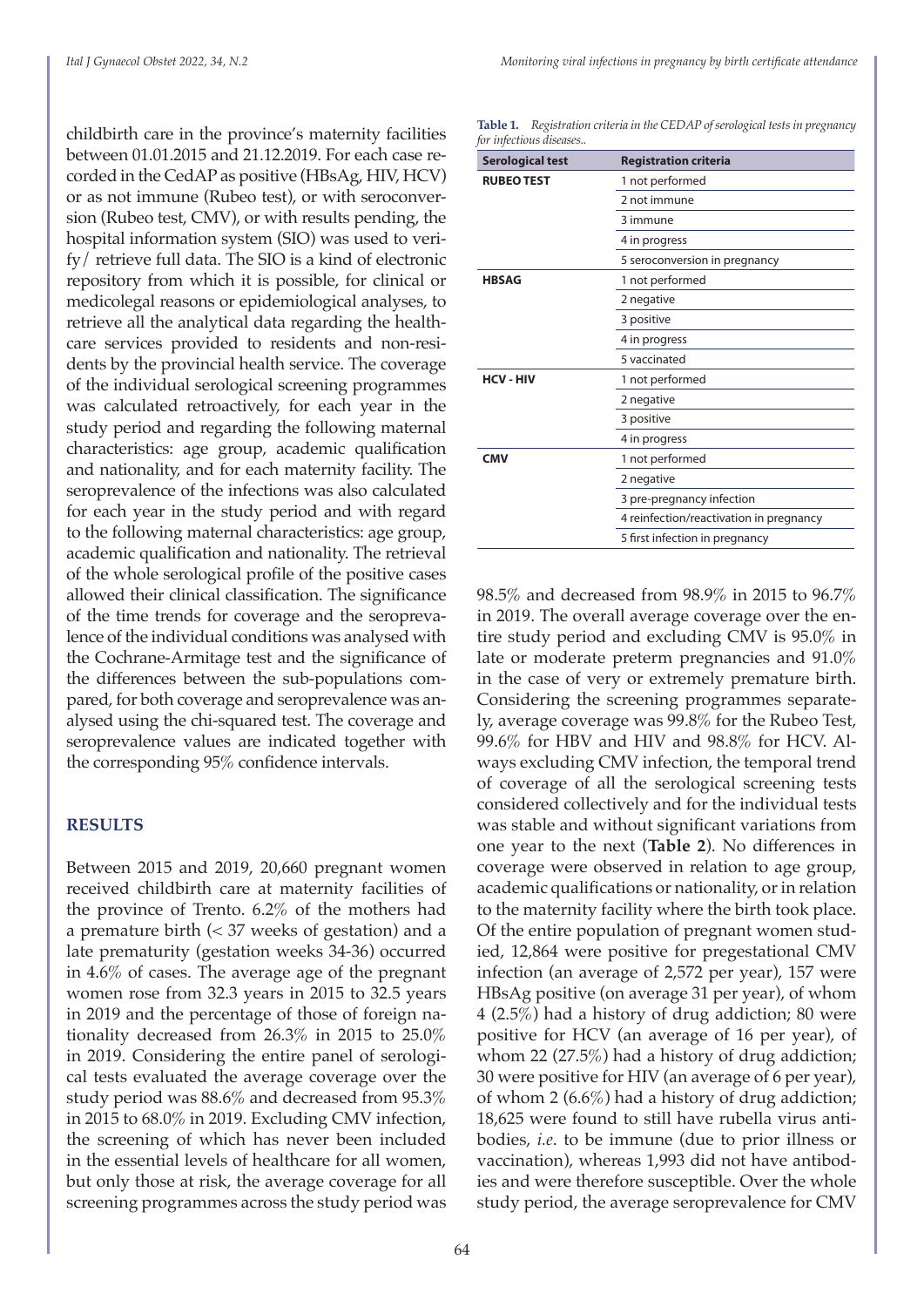childbirth care in the province's maternity facilities between 01.01.2015 and 21.12.2019. For each case recorded in the CedAP as positive (HBsAg, HIV, HCV) or as not immune (Rubeo test), or with seroconversion (Rubeo test, CMV), or with results pending, the hospital information system (SIO) was used to verify / retrieve full data. The SIO is a kind of electronic repository from which it is possible, for clinical or medicolegal reasons or epidemiological analyses, to retrieve all the analytical data regarding the healthcare services provided to residents and non-residents by the provincial health service. The coverage of the individual serological screening programmes was calculated retroactively, for each year in the study period and regarding the following maternal characteristics: age group, academic qualification and nationality, and for each maternity facility. The seroprevalence of the infections was also calculated for each year in the study period and with regard to the following maternal characteristics: age group, academic qualification and nationality. The retrieval of the whole serological profile of the positive cases allowed their clinical classification. The significance of the time trends for coverage and the seroprevalence of the individual conditions was analysed with the Cochrane-Armitage test and the significance of the differences between the sub-populations compared, for both coverage and seroprevalence was analysed using the chi-squared test. The coverage and seroprevalence values are indicated together with the corresponding 95% confidence intervals.

## RESULTS

Between 2015 and 2019, 20,660 pregnant women received childbirth care at maternity facilities of the province of Trento. 6.2% of the mothers had a premature birth (< 37 weeks of gestation) and a late prematurity (gestation weeks 34-36) occurred in 4.6% of cases. The average age of the pregnant women rose from 32.3 years in 2015 to 32.5 years in 2019 and the percentage of those of foreign nationality decreased from 26.3% in 2015 to 25.0% in 2019. Considering the entire panel of serological tests evaluated the average coverage over the study period was 88.6% and decreased from 95.3% in 2015 to 68.0% in 2019. Excluding CMV infection, the screening of which has never been included in the essential levels of healthcare for all women, but only those at risk, the average coverage for all screening programmes across the study period was 98.5% and decreased from 98.9% in 2015 to 96.7% in 2019. The overall average coverage over the entire study period and excluding CMV is 95.0% in late or moderate preterm pregnancies and 91.0% in the case of very or extremely premature birth. Considering the screening programmes separately, average coverage was 99.8% for the Rubeo Test, 99.6% for HBV and HIV and 98.8% for HCV. Always excluding CMV infection, the temporal trend of coverage of all the serological screening tests considered collectively and for the individual tests was stable and without significant variations from one year to the next (**Table 2**). No differences in coverage were observed in relation to age group, academic qualifications or nationality, or in relation to the maternity facility where the birth took place. Of the entire population of pregnant women studied, 12,864 were positive for pregestational CMV infection (an average of 2,572 per year), 157 were HBsAg positive (on average 31 per year), of whom 4 (2.5%) had a history of drug addiction; 80 were positive for HCV (an average of 16 per year), of whom 22 (27.5%) had a history of drug addiction; 30 were positive for HIV (an average of 6 per year), of whom 2 (6.6%) had a history of drug addiction; 18,625 were found to still have rubella virus antibodies, *i.e*. to be immune (due to prior illness or vaccination), whereas 1,993 did not have antibodies and were therefore susceptible. Over the whole study period, the average seroprevalence for CMV

**Table 1.** *Registration criteria in the CEDAP of serological tests in pregnancy for infectious diseases..*

| Serological test | Registration criteria |
|---|---|
| **RUBEO TEST** | 1 not performed |
| | 2 not immune |
| | 3 immune |
| | 4 in progress |
| | 5 seroconversion in pregnancy |
| **HBSAG** | 1 not performed |
| | 2 negative |
| | 3 positive |
| | 4 in progress |
| | 5 vaccinated |
| **HCV - HIV** | 1 not performed |
| | 2 negative |
| | 3 positive |
| | 4 in progress |
| **CMV** | 1 not performed |
| | 2 negative |
| | 3 pre-pregnancy infection |
| | 4 reinfection/reactivation in pregnancy |
| | 5 first infection in pregnancy |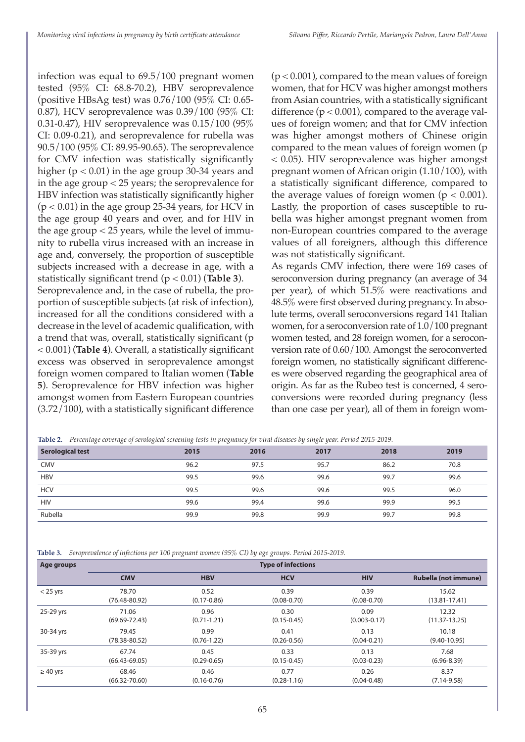infection was equal to 69.5/100 pregnant women tested (95% CI: 68.8-70.2), HBV seroprevalence (positive HBsAg test) was 0.76/100 (95% CI: 0.65-0.87), HCV seroprevalence was 0.39/100 (95% CI: 0.31-0.47), HIV seroprevalence was 0.15/100 (95% CI: 0.09-0.21), and seroprevalence for rubella was 90.5/100 (95% CI: 89.95-90.65). The seroprevalence for CMV infection was statistically significantly higher ($p < 0.01$) in the age group 30-34 years and in the age group < 25 years; the seroprevalence for HBV infection was statistically significantly higher ($p < 0.01$) in the age group 25-34 years, for HCV in the age group 40 years and over, and for HIV in the age group < 25 years, while the level of immunity to rubella virus increased with an increase in age and, conversely, the proportion of susceptible subjects increased with a decrease in age, with a statistically significant trend ($p < 0.01$) (**Table 3**).

Seroprevalence and, in the case of rubella, the proportion of susceptible subjects (at risk of infection), increased for all the conditions considered with a decrease in the level of academic qualification, with a trend that was, overall, statistically significant ($p < 0.001$) (**Table 4**). Overall, a statistically significant excess was observed in seroprevalence amongst foreign women compared to Italian women (**Table 5**). Seroprevalence for HBV infection was higher amongst women from Eastern European countries (3.72/100), with a statistically significant difference ($p < 0.001$), compared to the mean values of foreign women, that for HCV was higher amongst mothers from Asian countries, with a statistically significant difference ($p < 0.001$), compared to the average values of foreign women; and that for CMV infection was higher amongst mothers of Chinese origin compared to the mean values of foreign women ($p < 0.05$). HIV seroprevalence was higher amongst pregnant women of African origin (1.10/100), with a statistically significant difference, compared to the average values of foreign women ($p < 0.001$). Lastly, the proportion of cases susceptible to rubella was higher amongst pregnant women from non-European countries compared to the average values of all foreigners, although this difference was not statistically significant.

As regards CMV infection, there were 169 cases of seroconversion during pregnancy (an average of 34 per year), of which 51.5% were reactivations and 48.5% were first observed during pregnancy. In absolute terms, overall seroconversions regard 141 Italian women, for a seroconversion rate of 1.0/100 pregnant women tested, and 28 foreign women, for a seroconversion rate of 0.60/100. Amongst the seroconverted foreign women, no statistically significant differences were observed regarding the geographical area of origin. As far as the Rubeo test is concerned, 4 seroconversions were recorded during pregnancy (less than one case per year), all of them in foreign wom-

**Table 2.** *Percentage coverage of serological screening tests in pregnancy for viral diseases by single year. Period 2015-2019.*

| Serological test | 2015 | 2016 | 2017 | 2018 | 2019 |
|---|---|---|---|---|---|
| CMV | 96.2 | 97.5 | 95.7 | 86.2 | 70.8 |
| HBV | 99.5 | 99.6 | 99.6 | 99.7 | 99.6 |
| HCV | 99.5 | 99.6 | 99.6 | 99.5 | 96.0 |
| HIV | 99.6 | 99.4 | 99.6 | 99.9 | 99.5 |
| Rubella | 99.9 | 99.8 | 99.9 | 99.7 | 99.8 |

**Table 3.** *Seroprevalence of infections per 100 pregnant women (95% CI) by age groups. Period 2015-2019.*

| Age groups | Type of infections | | | | |
|---|---|---|---|---|---|
| | CMV | HBV | HCV | HIV | Rubella (not immune) |
| < 25 yrs | 78.70 (76.48-80.92) | 0.52 (0.17-0.86) | 0.39 (0.08-0.70) | 0.39 (0.08-0.70) | 15.62 (13.81-17.41) |
| 25-29 yrs | 71.06 (69.69-72.43) | 0.96 (0.71-1.21) | 0.30 (0.15-0.45) | 0.09 (0.003-0.17) | 12.32 (11.37-13.25) |
| 30-34 yrs | 79.45 (78.38-80.52) | 0.99 (0.76-1.22) | 0.41 (0.26-0.56) | 0.13 (0.04-0.21) | 10.18 (9.40-10.95) |
| 35-39 yrs | 67.74 (66.43-69.05) | 0.45 (0.29-0.65) | 0.33 (0.15-0.45) | 0.13 (0.03-0.23) | 7.68 (6.96-8.39) |
| ≥ 40 yrs | 68.46 (66.32-70.60) | 0.46 (0.16-0.76) | 0.77 (0.28-1.16) | 0.26 (0.04-0.48) | 8.37 (7.14-9.58) |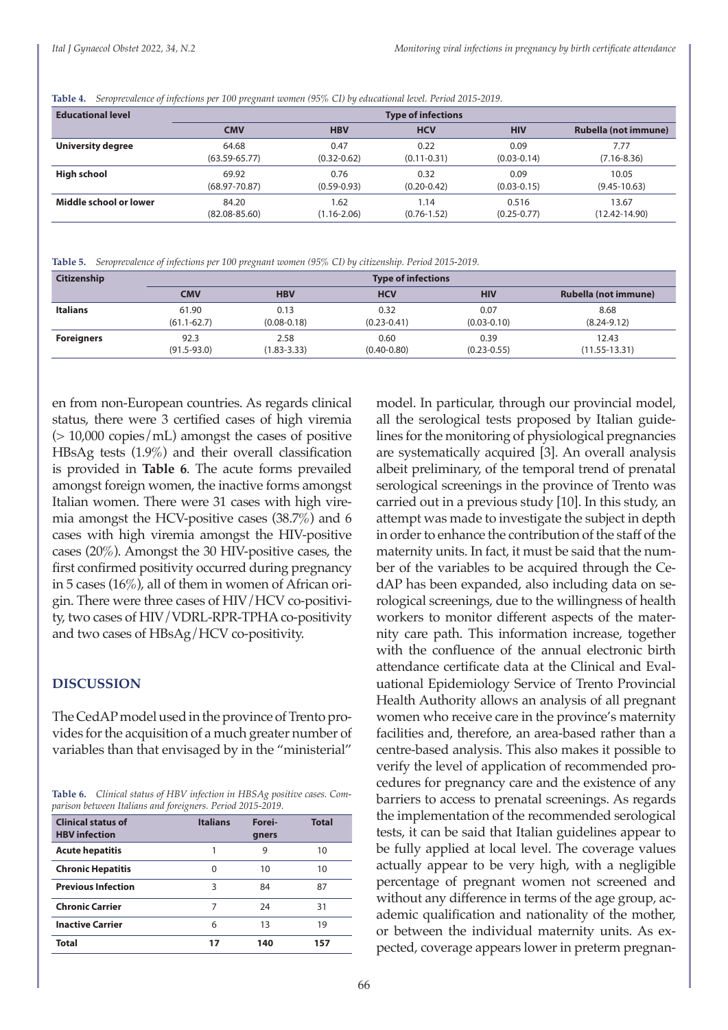**Table 4.** *Seroprevalence of infections per 100 pregnant women (95% CI) by educational level. Period 2015-2019.*

| Educational level | Type of infections | | | | |
|---|---|---|---|---|---|
| | **CMV** | **HBV** | **HCV** | **HIV** | **Rubella (not immune)** |
| **University degree** | 64.68 (63.59-65.77) | 0.47 (0.32-0.62) | 0.22 (0.11-0.31) | 0.09 (0.03-0.14) | 7.77 (7.16-8.36) |
| **High school** | 69.92 (68.97-70.87) | 0.76 (0.59-0.93) | 0.32 (0.20-0.42) | 0.09 (0.03-0.15) | 10.05 (9.45-10.63) |
| **Middle school or lower** | 84.20 (82.08-85.60) | 1.62 (1.16-2.06) | 1.14 (0.76-1.52) | 0.516 (0.25-0.77) | 13.67 (12.42-14.90) |

**Table 5.** *Seroprevalence of infections per 100 pregnant women (95% CI) by citizenship. Period 2015-2019.*

| Citizenship | Type of infections | | | | |
|---|---|---|---|---|---|
| | **CMV** | **HBV** | **HCV** | **HIV** | **Rubella (not immune)** |
| **Italians** | 61.90 (61.1-62.7) | 0.13 (0.08-0.18) | 0.32 (0.23-0.41) | 0.07 (0.03-0.10) | 8.68 (8.24-9.12) |
| **Foreigners** | 92.3 (91.5-93.0) | 2.58 (1.83-3.33) | 0.60 (0.40-0.80) | 0.39 (0.23-0.55) | 12.43 (11.55-13.31) |

en from non-European countries. As regards clinical status, there were 3 certified cases of high viremia (> 10,000 copies/mL) amongst the cases of positive HBsAg tests (1.9%) and their overall classification is provided in **Table 6**. The acute forms prevailed amongst foreign women, the inactive forms amongst Italian women. There were 31 cases with high viremia amongst the HCV-positive cases (38.7%) and 6 cases with high viremia amongst the HIV-positive cases (20%). Amongst the 30 HIV-positive cases, the first confirmed positivity occurred during pregnancy in 5 cases (16%), all of them in women of African origin. There were three cases of HIV/HCV co-positivity, two cases of HIV/VDRL-RPR-TPHA co-positivity and two cases of HBsAg/HCV co-positivity.

## DISCUSSION

The CedAP model used in the province of Trento provides for the acquisition of a much greater number of variables than that envisaged by in the "ministerial" model. In particular, through our provincial model, all the serological tests proposed by Italian guidelines for the monitoring of physiological pregnancies are systematically acquired [3]. An overall analysis albeit preliminary, of the temporal trend of prenatal serological screenings in the province of Trento was carried out in a previous study [10]. In this study, an attempt was made to investigate the subject in depth in order to enhance the contribution of the staff of the maternity units. In fact, it must be said that the number of the variables to be acquired through the CedAP has been expanded, also including data on serological screenings, due to the willingness of health workers to monitor different aspects of the maternity care path. This information increase, together with the confluence of the annual electronic birth attendance certificate data at the Clinical and Evaluational Epidemiology Service of Trento Provincial Health Authority allows an analysis of all pregnant women who receive care in the province's maternity facilities and, therefore, an area-based rather than a centre-based analysis. This also makes it possible to verify the level of application of recommended procedures for pregnancy care and the existence of any barriers to access to prenatal screenings. As regards the implementation of the recommended serological tests, it can be said that Italian guidelines appear to be fully applied at local level. The coverage values actually appear to be very high, with a negligible percentage of pregnant women not screened and without any difference in terms of the age group, academic qualification and nationality of the mother, or between the individual maternity units. As expected, coverage appears lower in preterm pregnan-

**Table 6.** *Clinical status of HBV infection in HBSAg positive cases. Comparison between Italians and foreigners. Period 2015-2019.*

| Clinical status of HBV infection | Italians | Foreigners | Total |
|---|---|---|---|
| **Acute hepatitis** | 1 | 9 | 10 |
| **Chronic Hepatitis** | 0 | 10 | 10 |
| **Previous Infection** | 3 | 84 | 87 |
| **Chronic Carrier** | 7 | 24 | 31 |
| **Inactive Carrier** | 6 | 13 | 19 |
| **Total** | **17** | **140** | **157** |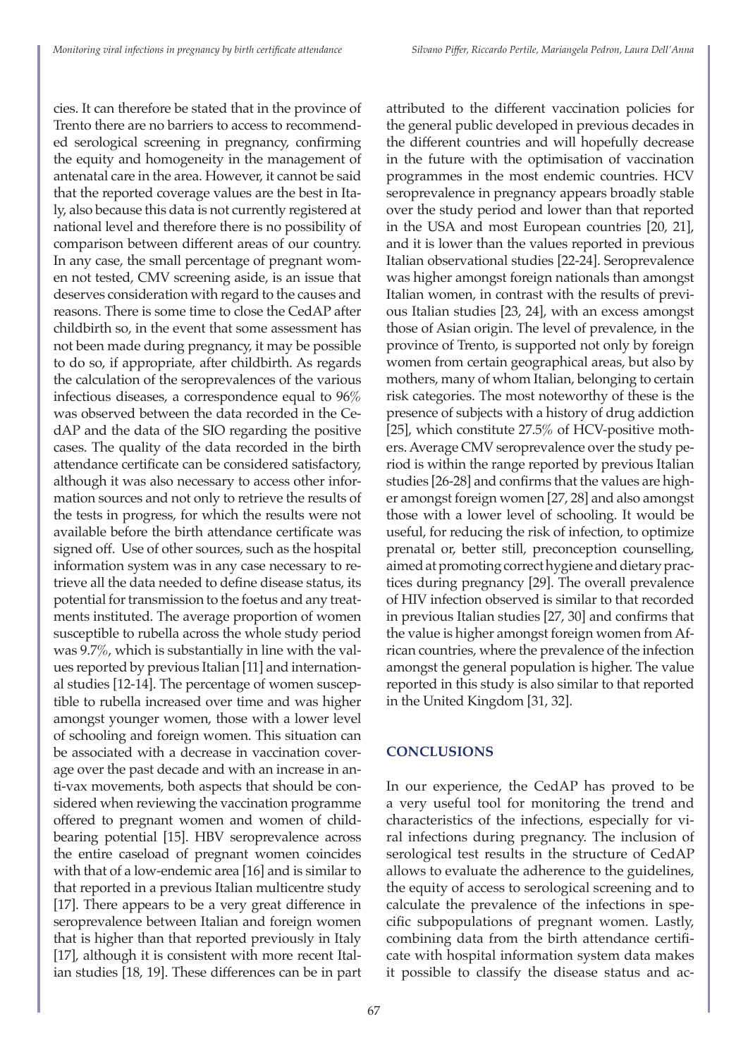cies. It can therefore be stated that in the province of Trento there are no barriers to access to recommended serological screening in pregnancy, confirming the equity and homogeneity in the management of antenatal care in the area. However, it cannot be said that the reported coverage values are the best in Italy, also because this data is not currently registered at national level and therefore there is no possibility of comparison between different areas of our country. In any case, the small percentage of pregnant women not tested, CMV screening aside, is an issue that deserves consideration with regard to the causes and reasons. There is some time to close the CedAP after childbirth so, in the event that some assessment has not been made during pregnancy, it may be possible to do so, if appropriate, after childbirth. As regards the calculation of the seroprevalences of the various infectious diseases, a correspondence equal to 96% was observed between the data recorded in the CedAP and the data of the SIO regarding the positive cases. The quality of the data recorded in the birth attendance certificate can be considered satisfactory, although it was also necessary to access other information sources and not only to retrieve the results of the tests in progress, for which the results were not available before the birth attendance certificate was signed off. Use of other sources, such as the hospital information system was in any case necessary to retrieve all the data needed to define disease status, its potential for transmission to the foetus and any treatments instituted. The average proportion of women susceptible to rubella across the whole study period was 9.7%, which is substantially in line with the values reported by previous Italian [11] and international studies [12-14]. The percentage of women susceptible to rubella increased over time and was higher amongst younger women, those with a lower level of schooling and foreign women. This situation can be associated with a decrease in vaccination coverage over the past decade and with an increase in anti-vax movements, both aspects that should be considered when reviewing the vaccination programme offered to pregnant women and women of childbearing potential [15]. HBV seroprevalence across the entire caseload of pregnant women coincides with that of a low-endemic area [16] and is similar to that reported in a previous Italian multicentre study [17]. There appears to be a very great difference in seroprevalence between Italian and foreign women that is higher than that reported previously in Italy [17], although it is consistent with more recent Italian studies [18, 19]. These differences can be in part attributed to the different vaccination policies for the general public developed in previous decades in the different countries and will hopefully decrease in the future with the optimisation of vaccination programmes in the most endemic countries. HCV seroprevalence in pregnancy appears broadly stable over the study period and lower than that reported in the USA and most European countries [20, 21], and it is lower than the values reported in previous Italian observational studies [22-24]. Seroprevalence was higher amongst foreign nationals than amongst Italian women, in contrast with the results of previous Italian studies [23, 24], with an excess amongst those of Asian origin. The level of prevalence, in the province of Trento, is supported not only by foreign women from certain geographical areas, but also by mothers, many of whom Italian, belonging to certain risk categories. The most noteworthy of these is the presence of subjects with a history of drug addiction [25], which constitute 27.5% of HCV-positive mothers. Average CMV seroprevalence over the study period is within the range reported by previous Italian studies [26-28] and confirms that the values are higher amongst foreign women [27, 28] and also amongst those with a lower level of schooling. It would be useful, for reducing the risk of infection, to optimize prenatal or, better still, preconception counselling, aimed at promoting correct hygiene and dietary practices during pregnancy [29]. The overall prevalence of HIV infection observed is similar to that recorded in previous Italian studies [27, 30] and confirms that the value is higher amongst foreign women from African countries, where the prevalence of the infection amongst the general population is higher. The value reported in this study is also similar to that reported in the United Kingdom [31, 32].

## CONCLUSIONS

In our experience, the CedAP has proved to be a very useful tool for monitoring the trend and characteristics of the infections, especially for viral infections during pregnancy. The inclusion of serological test results in the structure of CedAP allows to evaluate the adherence to the guidelines, the equity of access to serological screening and to calculate the prevalence of the infections in specific subpopulations of pregnant women. Lastly, combining data from the birth attendance certificate with hospital information system data makes it possible to classify the disease status and ac-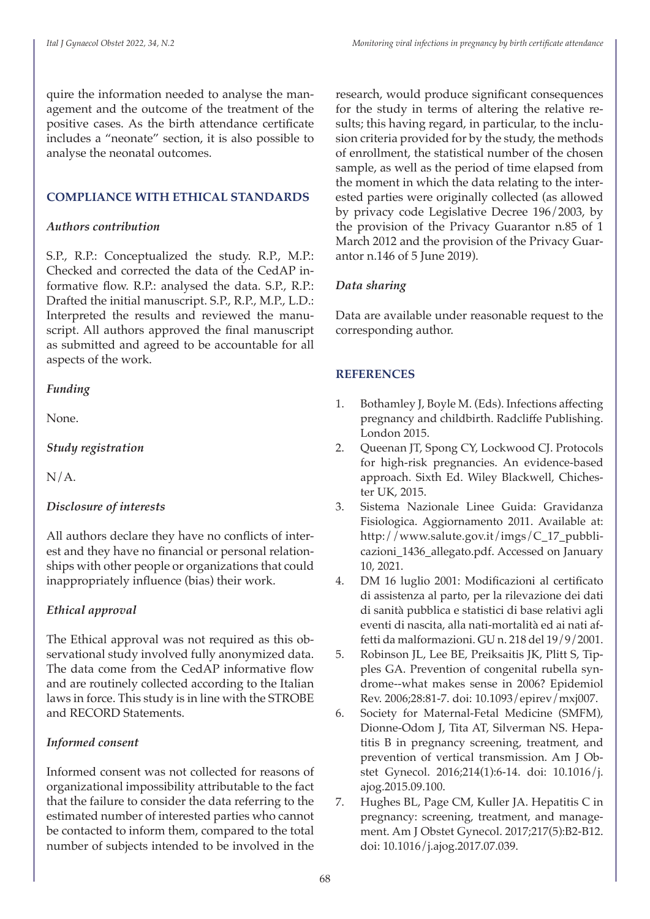quire the information needed to analyse the management and the outcome of the treatment of the positive cases. As the birth attendance certificate includes a "neonate" section, it is also possible to analyse the neonatal outcomes.

## COMPLIANCE WITH ETHICAL STANDARDS

### *Authors contribution*

S.P., R.P.: Conceptualized the study. R.P., M.P.: Checked and corrected the data of the CedAP informative flow. R.P.: analysed the data. S.P., R.P.: Drafted the initial manuscript. S.P., R.P., M.P., L.D.: Interpreted the results and reviewed the manuscript. All authors approved the final manuscript as submitted and agreed to be accountable for all aspects of the work.

### *Funding*

None.

### *Study registration*

N/A.

### *Disclosure of interests*

All authors declare they have no conflicts of interest and they have no financial or personal relationships with other people or organizations that could inappropriately influence (bias) their work.

### *Ethical approval*

The Ethical approval was not required as this observational study involved fully anonymized data. The data come from the CedAP informative flow and are routinely collected according to the Italian laws in force. This study is in line with the STROBE and RECORD Statements.

### *Informed consent*

Informed consent was not collected for reasons of organizational impossibility attributable to the fact that the failure to consider the data referring to the estimated number of interested parties who cannot be contacted to inform them, compared to the total number of subjects intended to be involved in the research, would produce significant consequences for the study in terms of altering the relative results; this having regard, in particular, to the inclusion criteria provided for by the study, the methods of enrollment, the statistical number of the chosen sample, as well as the period of time elapsed from the moment in which the data relating to the interested parties were originally collected (as allowed by privacy code Legislative Decree 196/2003, by the provision of the Privacy Guarantor n.85 of 1 March 2012 and the provision of the Privacy Guarantor n.146 of 5 June 2019).

### *Data sharing*

Data are available under reasonable request to the corresponding author.

## REFERENCES

1. Bothamley J, Boyle M. (Eds). Infections affecting pregnancy and childbirth. Radcliffe Publishing. London 2015.
2. Queenan JT, Spong CY, Lockwood CJ. Protocols for high-risk pregnancies. An evidence-based approach. Sixth Ed. Wiley Blackwell, Chichester UK, 2015.
3. Sistema Nazionale Linee Guida: Gravidanza Fisiologica. Aggiornamento 2011. Available at: http://www.salute.gov.it/imgs/C_17_pubblicazioni_1436_allegato.pdf. Accessed on January 10, 2021.
4. DM 16 luglio 2001: Modificazioni al certificato di assistenza al parto, per la rilevazione dei dati di sanità pubblica e statistici di base relativi agli eventi di nascita, alla nati-mortalità ed ai nati affetti da malformazioni. GU n. 218 del 19/9/2001.
5. Robinson JL, Lee BE, Preiksaitis JK, Plitt S, Tipples GA. Prevention of congenital rubella syndrome--what makes sense in 2006? Epidemiol Rev. 2006;28:81-7. doi: 10.1093/epirev/mxj007.
6. Society for Maternal-Fetal Medicine (SMFM), Dionne-Odom J, Tita AT, Silverman NS. Hepatitis B in pregnancy screening, treatment, and prevention of vertical transmission. Am J Obstet Gynecol. 2016;214(1):6-14. doi: 10.1016/j.ajog.2015.09.100.
7. Hughes BL, Page CM, Kuller JA. Hepatitis C in pregnancy: screening, treatment, and management. Am J Obstet Gynecol. 2017;217(5):B2-B12. doi: 10.1016/j.ajog.2017.07.039.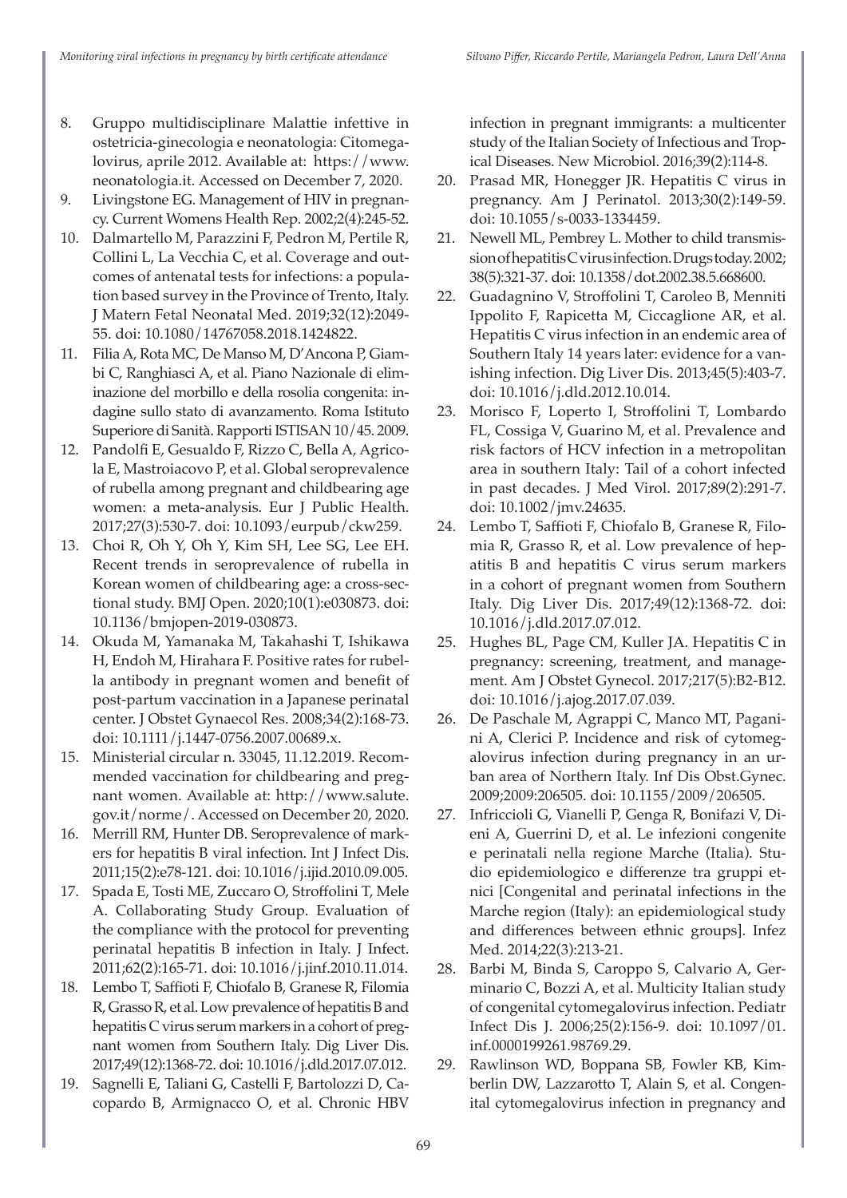8. Gruppo multidisciplinare Malattie infettive in ostetricia-ginecologia e neonatologia: Citomegalovirus, aprile 2012. Available at: https://www.neonatologia.it. Accessed on December 7, 2020.
9. Livingstone EG. Management of HIV in pregnancy. Current Womens Health Rep. 2002;2(4):245-52.
10. Dalmartello M, Parazzini F, Pedron M, Pertile R, Collini L, La Vecchia C, et al. Coverage and outcomes of antenatal tests for infections: a population based survey in the Province of Trento, Italy. J Matern Fetal Neonatal Med. 2019;32(12):2049-55. doi: 10.1080/14767058.2018.1424822.
11. Filia A, Rota MC, De Manso M, D'Ancona P, Giambi C, Ranghiasci A, et al. Piano Nazionale di eliminazione del morbillo e della rosolia congenita: indagine sullo stato di avanzamento. Roma Istituto Superiore di Sanità. Rapporti ISTISAN 10/45. 2009.
12. Pandolfi E, Gesualdo F, Rizzo C, Bella A, Agricola E, Mastroiacovo P, et al. Global seroprevalence of rubella among pregnant and childbearing age women: a meta-analysis. Eur J Public Health. 2017;27(3):530-7. doi: 10.1093/eurpub/ckw259.
13. Choi R, Oh Y, Oh Y, Kim SH, Lee SG, Lee EH. Recent trends in seroprevalence of rubella in Korean women of childbearing age: a cross-sectional study. BMJ Open. 2020;10(1):e030873. doi: 10.1136/bmjopen-2019-030873.
14. Okuda M, Yamanaka M, Takahashi T, Ishikawa H, Endoh M, Hirahara F. Positive rates for rubella antibody in pregnant women and benefit of post-partum vaccination in a Japanese perinatal center. J Obstet Gynaecol Res. 2008;34(2):168-73. doi: 10.1111/j.1447-0756.2007.00689.x.
15. Ministerial circular n. 33045, 11.12.2019. Recommended vaccination for childbearing and pregnant women. Available at: http://www.salute.gov.it/norme/. Accessed on December 20, 2020.
16. Merrill RM, Hunter DB. Seroprevalence of markers for hepatitis B viral infection. Int J Infect Dis. 2011;15(2):e78-121. doi: 10.1016/j.ijid.2010.09.005.
17. Spada E, Tosti ME, Zuccaro O, Stroffolini T, Mele A. Collaborating Study Group. Evaluation of the compliance with the protocol for preventing perinatal hepatitis B infection in Italy. J Infect. 2011;62(2):165-71. doi: 10.1016/j.jinf.2010.11.014.
18. Lembo T, Saffioti F, Chiofalo B, Granese R, Filomia R, Grasso R, et al. Low prevalence of hepatitis B and hepatitis C virus serum markers in a cohort of pregnant women from Southern Italy. Dig Liver Dis. 2017;49(12):1368-72. doi: 10.1016/j.dld.2017.07.012.
19. Sagnelli E, Taliani G, Castelli F, Bartolozzi D, Cacopardo B, Armignacco O, et al. Chronic HBV infection in pregnant immigrants: a multicenter study of the Italian Society of Infectious and Tropical Diseases. New Microbiol. 2016;39(2):114-8.
20. Prasad MR, Honegger JR. Hepatitis C virus in pregnancy. Am J Perinatol. 2013;30(2):149-59. doi: 10.1055/s-0033-1334459.
21. Newell ML, Pembrey L. Mother to child transmission of hepatitis C virus infection. Drugs today. 2002; 38(5):321-37. doi: 10.1358/dot.2002.38.5.668600.
22. Guadagnino V, Stroffolini T, Caroleo B, Menniti Ippolito F, Rapicetta M, Ciccaglione AR, et al. Hepatitis C virus infection in an endemic area of Southern Italy 14 years later: evidence for a vanishing infection. Dig Liver Dis. 2013;45(5):403-7. doi: 10.1016/j.dld.2012.10.014.
23. Morisco F, Loperto I, Stroffolini T, Lombardo FL, Cossiga V, Guarino M, et al. Prevalence and risk factors of HCV infection in a metropolitan area in southern Italy: Tail of a cohort infected in past decades. J Med Virol. 2017;89(2):291-7. doi: 10.1002/jmv.24635.
24. Lembo T, Saffioti F, Chiofalo B, Granese R, Filomia R, Grasso R, et al. Low prevalence of hepatitis B and hepatitis C virus serum markers in a cohort of pregnant women from Southern Italy. Dig Liver Dis. 2017;49(12):1368-72. doi: 10.1016/j.dld.2017.07.012.
25. Hughes BL, Page CM, Kuller JA. Hepatitis C in pregnancy: screening, treatment, and management. Am J Obstet Gynecol. 2017;217(5):B2-B12. doi: 10.1016/j.ajog.2017.07.039.
26. De Paschale M, Agrappi C, Manco MT, Paganini A, Clerici P. Incidence and risk of cytomegalovirus infection during pregnancy in an urban area of Northern Italy. Inf Dis Obst.Gynec. 2009;2009:206505. doi: 10.1155/2009/206505.
27. Infriccioli G, Vianelli P, Genga R, Bonifazi V, Dieni A, Guerrini D, et al. Le infezioni congenite e perinatali nella regione Marche (Italia). Studio epidemiologico e differenze tra gruppi etnici [Congenital and perinatal infections in the Marche region (Italy): an epidemiological study and differences between ethnic groups]. Infez Med. 2014;22(3):213-21.
28. Barbi M, Binda S, Caroppo S, Calvario A, Germinario C, Bozzi A, et al. Multicity Italian study of congenital cytomegalovirus infection. Pediatr Infect Dis J. 2006;25(2):156-9. doi: 10.1097/01.inf.0000199261.98769.29.
29. Rawlinson WD, Boppana SB, Fowler KB, Kimberlin DW, Lazzarotto T, Alain S, et al. Congenital cytomegalovirus infection in pregnancy and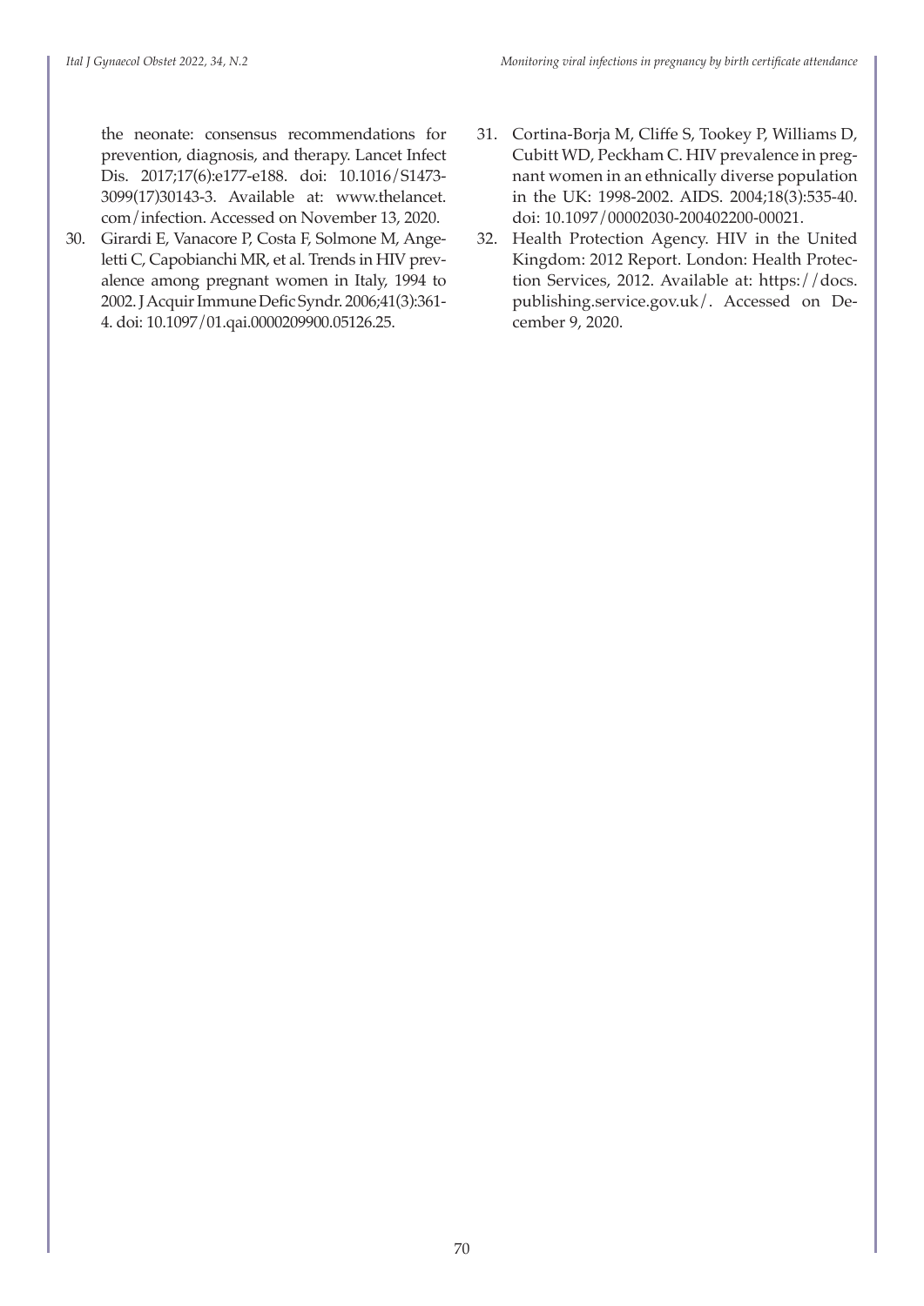the neonate: consensus recommendations for prevention, diagnosis, and therapy. Lancet Infect Dis. 2017;17(6):e177-e188. doi: 10.1016/S1473-3099(17)30143-3. Available at: www.thelancet.com/infection. Accessed on November 13, 2020.

30. Girardi E, Vanacore P, Costa F, Solmone M, Angeletti C, Capobianchi MR, et al. Trends in HIV prevalence among pregnant women in Italy, 1994 to 2002. J Acquir Immune Defic Syndr. 2006;41(3):361-4. doi: 10.1097/01.qai.0000209900.05126.25.
31. Cortina-Borja M, Cliffe S, Tookey P, Williams D, Cubitt WD, Peckham C. HIV prevalence in pregnant women in an ethnically diverse population in the UK: 1998-2002. AIDS. 2004;18(3):535-40. doi: 10.1097/00002030-200402200-00021.
32. Health Protection Agency. HIV in the United Kingdom: 2012 Report. London: Health Protection Services, 2012. Available at: https://docs.publishing.service.gov.uk/. Accessed on December 9, 2020.